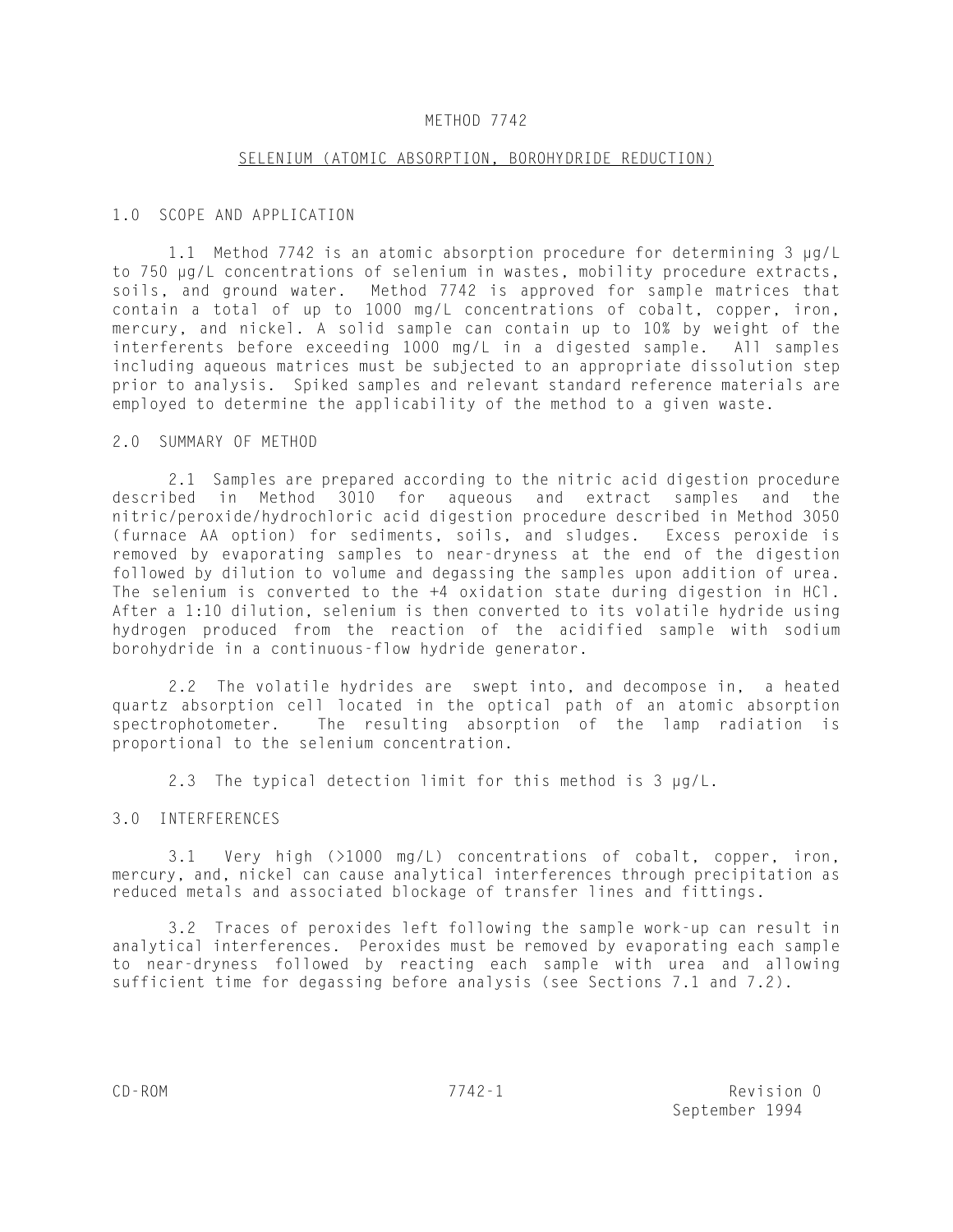# METHOD 7742

## SELENIUM (ATOMIC ABSORPTION, BOROHYDRIDE REDUCTION)

## 1.0 SCOPE AND APPLICATION

1.1 Method 7742 is an atomic absorption procedure for determining 3 µg/L to 750 µg/L concentrations of selenium in wastes, mobility procedure extracts, soils, and ground water. Method 7742 is approved for sample matrices that contain a total of up to 1000 mg/L concentrations of cobalt, copper, iron, mercury, and nickel. A solid sample can contain up to 10% by weight of the interferents before exceeding 1000 mg/L in a digested sample. All samples including aqueous matrices must be subjected to an appropriate dissolution step prior to analysis. Spiked samples and relevant standard reference materials are employed to determine the applicability of the method to a given waste.

## 2.0 SUMMARY OF METHOD

2.1 Samples are prepared according to the nitric acid digestion procedure described in Method 3010 for aqueous and extract samples and the nitric/peroxide/hydrochloric acid digestion procedure described in Method 3050 (furnace AA option) for sediments, soils, and sludges. Excess peroxide is removed by evaporating samples to near-dryness at the end of the digestion followed by dilution to volume and degassing the samples upon addition of urea. The selenium is converted to the +4 oxidation state during digestion in HCl. After a 1:10 dilution, selenium is then converted to its volatile hydride using hydrogen produced from the reaction of the acidified sample with sodium borohydride in a continuous-flow hydride generator.

2.2 The volatile hydrides are swept into, and decompose in, a heated quartz absorption cell located in the optical path of an atomic absorption spectrophotometer. The resulting absorption of the lamp radiation is proportional to the selenium concentration.

2.3 The typical detection limit for this method is 3 µg/L.

## 3.0 INTERFERENCES

3.1 Very high (>1000 mg/L) concentrations of cobalt, copper, iron, mercury, and, nickel can cause analytical interferences through precipitation as reduced metals and associated blockage of transfer lines and fittings.

3.2 Traces of peroxides left following the sample work-up can result in analytical interferences. Peroxides must be removed by evaporating each sample to near-dryness followed by reacting each sample with urea and allowing sufficient time for degassing before analysis (see Sections 7.1 and 7.2).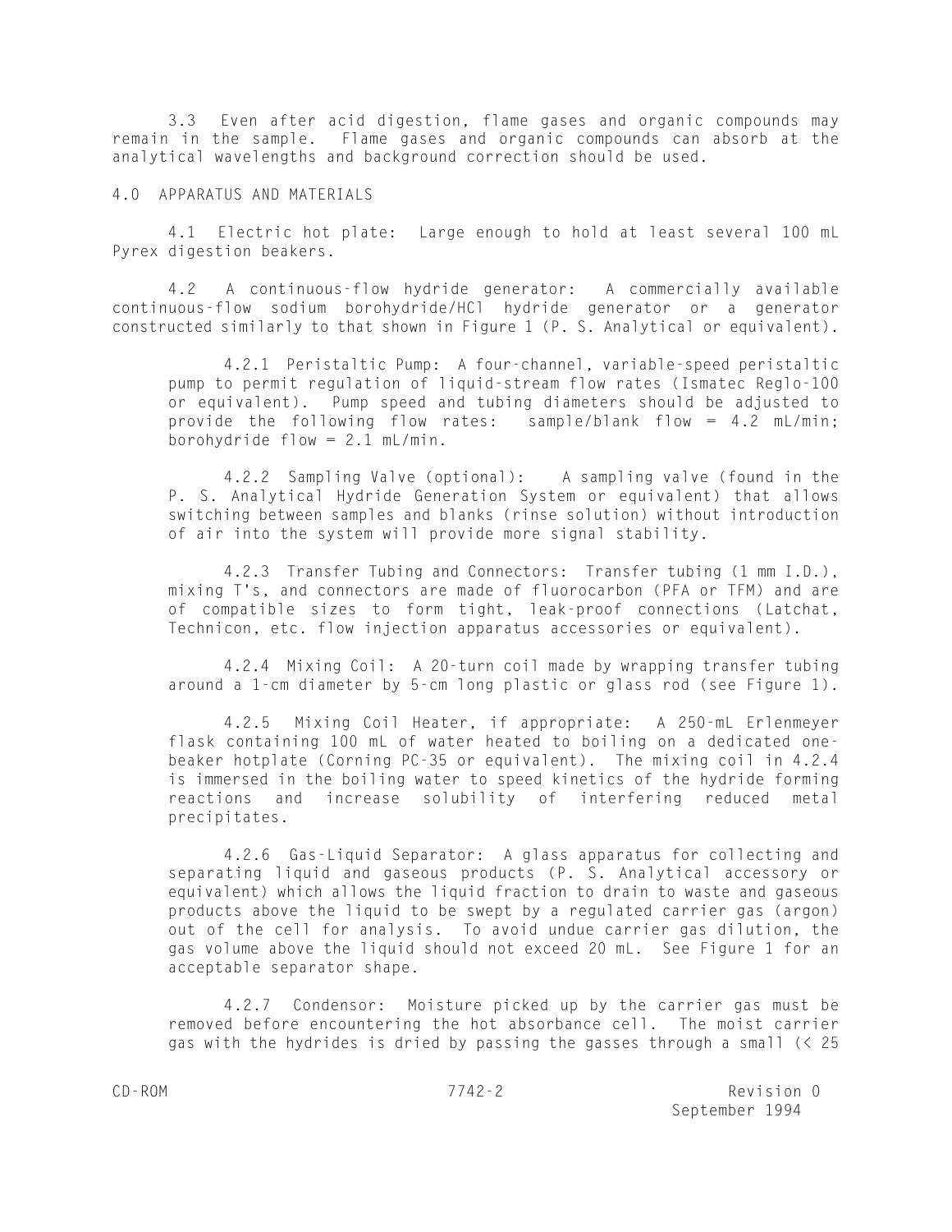3.3 Even after acid digestion, flame gases and organic compounds may remain in the sample. Flame gases and organic compounds can absorb at the analytical wavelengths and background correction should be used.

## 4.0 APPARATUS AND MATERIALS

4.1 Electric hot plate: Large enough to hold at least several 100 mL Pyrex digestion beakers.

4.2 A continuous-flow hydride generator: A commercially available continuous-flow sodium borohydride/HCl hydride generator or a generator constructed similarly to that shown in Figure 1 (P. S. Analytical or equivalent).

4.2.1 Peristaltic Pump: A four-channel, variable-speed peristaltic pump to permit regulation of liquid-stream flow rates (Ismatec Reglo-100 or equivalent). Pump speed and tubing diameters should be adjusted to provide the following flow rates: sample/blank flow = 4.2 mL/min; borohydride flow = 2.1 mL/min.

4.2.2 Sampling Valve (optional): A sampling valve (found in the P. S. Analytical Hydride Generation System or equivalent) that allows switching between samples and blanks (rinse solution) without introduction of air into the system will provide more signal stability.

4.2.3 Transfer Tubing and Connectors: Transfer tubing (1 mm I.D.), mixing T's, and connectors are made of fluorocarbon (PFA or TFM) and are of compatible sizes to form tight, leak-proof connections (Latchat, Technicon, etc. flow injection apparatus accessories or equivalent).

4.2.4 Mixing Coil: A 20-turn coil made by wrapping transfer tubing around a 1-cm diameter by 5-cm long plastic or glass rod (see Figure 1).

4.2.5 Mixing Coil Heater, if appropriate: A 250-mL Erlenmeyer flask containing 100 mL of water heated to boiling on a dedicated one-beaker hotplate (Corning PC-35 or equivalent). The mixing coil in 4.2.4 is immersed in the boiling water to speed kinetics of the hydride forming reactions and increase solubility of interfering reduced metal precipitates.

4.2.6 Gas-Liquid Separator: A glass apparatus for collecting and separating liquid and gaseous products (P. S. Analytical accessory or equivalent) which allows the liquid fraction to drain to waste and gaseous products above the liquid to be swept by a regulated carrier gas (argon) out of the cell for analysis. To avoid undue carrier gas dilution, the gas volume above the liquid should not exceed 20 mL. See Figure 1 for an acceptable separator shape.

4.2.7 Condensor: Moisture picked up by the carrier gas must be removed before encountering the hot absorbance cell. The moist carrier gas with the hydrides is dried by passing the gasses through a small (< 25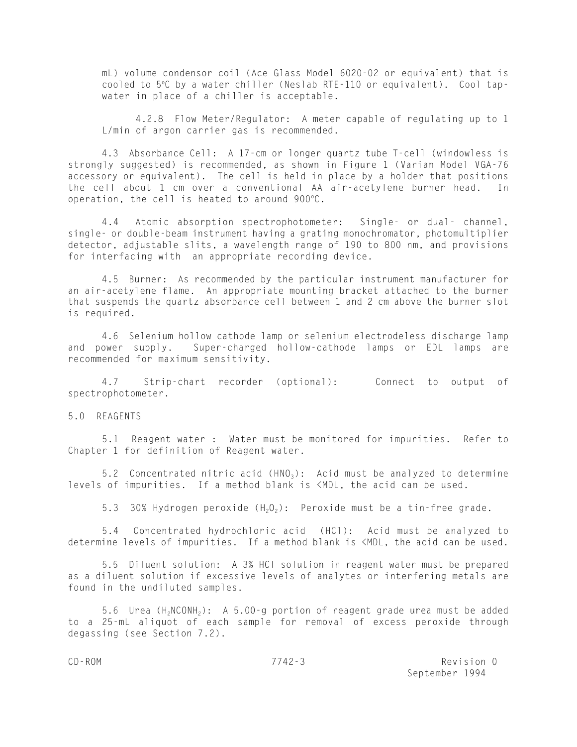mL) volume condensor coil (Ace Glass Model 6020-02 or equivalent) that is cooled to 5°C by a water chiller (Neslab RTE-110 or equivalent). Cool tap-water in place of a chiller is acceptable.

4.2.8 Flow Meter/Regulator: A meter capable of regulating up to 1 L/min of argon carrier gas is recommended.

4.3 Absorbance Cell: A 17-cm or longer quartz tube T-cell (windowless is strongly suggested) is recommended, as shown in Figure 1 (Varian Model VGA-76 accessory or equivalent). The cell is held in place by a holder that positions the cell about 1 cm over a conventional AA air-acetylene burner head. In operation, the cell is heated to around 900°C.

4.4 Atomic absorption spectrophotometer: Single- or dual- channel, single- or double-beam instrument having a grating monochromator, photomultiplier detector, adjustable slits, a wavelength range of 190 to 800 nm, and provisions for interfacing with an appropriate recording device.

4.5 Burner: As recommended by the particular instrument manufacturer for an air-acetylene flame. An appropriate mounting bracket attached to the burner that suspends the quartz absorbance cell between 1 and 2 cm above the burner slot is required.

4.6 Selenium hollow cathode lamp or selenium electrodeless discharge lamp and power supply. Super-charged hollow-cathode lamps or EDL lamps are recommended for maximum sensitivity.

4.7 Strip-chart recorder (optional): Connect to output of spectrophotometer.

## 5.0 REAGENTS

5.1 Reagent water : Water must be monitored for impurities. Refer to Chapter 1 for definition of Reagent water.

5.2 Concentrated nitric acid ($HNO_3$): Acid must be analyzed to determine levels of impurities. If a method blank is <MDL, the acid can be used.

5.3 30% Hydrogen peroxide ($H_2O_2$): Peroxide must be a tin-free grade.

5.4 Concentrated hydrochloric acid (HCl): Acid must be analyzed to determine levels of impurities. If a method blank is <MDL, the acid can be used.

5.5 Diluent solution: A 3% HCl solution in reagent water must be prepared as a diluent solution if excessive levels of analytes or interfering metals are found in the undiluted samples.

5.6 Urea ($H_2NCONH_2$): A 5.00-g portion of reagent grade urea must be added to a 25-mL aliquot of each sample for removal of excess peroxide through degassing (see Section 7.2).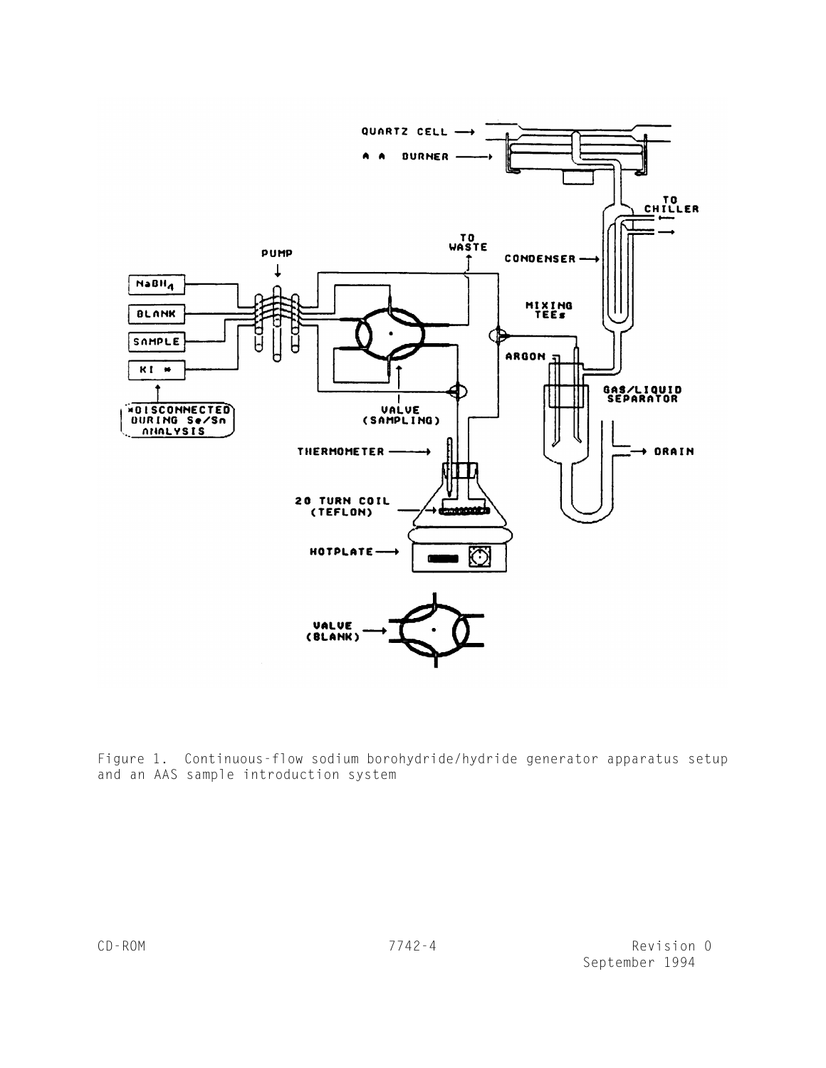Figure 1. Continuous-flow sodium borohydride/hydride generator apparatus setup and an AAS sample introduction system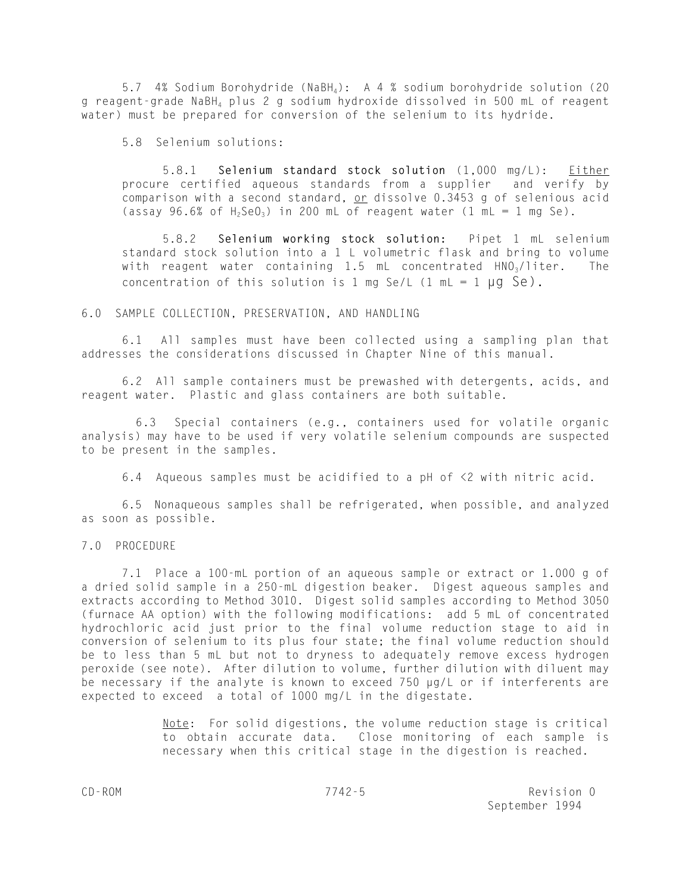5.7 4% Sodium Borohydride ($NaBH_4$): A 4 % sodium borohydride solution (20 g reagent-grade $NaBH_4$ plus 2 g sodium hydroxide dissolved in 500 mL of reagent water) must be prepared for conversion of the selenium to its hydride.

5.8 Selenium solutions:

5.8.1 **Selenium standard stock solution** (1,000 mg/L): Either procure certified aqueous standards from a supplier and verify by comparison with a second standard, or dissolve 0.3453 g of selenious acid (assay 96.6% of $H_2SeO_3$) in 200 mL of reagent water (1 mL = 1 mg Se).

5.8.2 **Selenium working stock solution:** Pipet 1 mL selenium standard stock solution into a 1 L volumetric flask and bring to volume with reagent water containing 1.5 mL concentrated $HNO_3$/liter. The concentration of this solution is 1 mg Se/L (1 mL = 1 µg Se).

6.0 SAMPLE COLLECTION, PRESERVATION, AND HANDLING

6.1 All samples must have been collected using a sampling plan that addresses the considerations discussed in Chapter Nine of this manual.

6.2 All sample containers must be prewashed with detergents, acids, and reagent water. Plastic and glass containers are both suitable.

6.3 Special containers (e.g., containers used for volatile organic analysis) may have to be used if very volatile selenium compounds are suspected to be present in the samples.

6.4 Aqueous samples must be acidified to a pH of <2 with nitric acid.

6.5 Nonaqueous samples shall be refrigerated, when possible, and analyzed as soon as possible.

7.0 PROCEDURE

7.1 Place a 100-mL portion of an aqueous sample or extract or 1.000 g of a dried solid sample in a 250-mL digestion beaker. Digest aqueous samples and extracts according to Method 3010. Digest solid samples according to Method 3050 (furnace AA option) with the following modifications: add 5 mL of concentrated hydrochloric acid just prior to the final volume reduction stage to aid in conversion of selenium to its plus four state; the final volume reduction should be to less than 5 mL but not to dryness to adequately remove excess hydrogen peroxide (see note). After dilution to volume, further dilution with diluent may be necessary if the analyte is known to exceed 750 µg/L or if interferents are expected to exceed a total of 1000 mg/L in the digestate.

Note: For solid digestions, the volume reduction stage is critical to obtain accurate data. Close monitoring of each sample is necessary when this critical stage in the digestion is reached.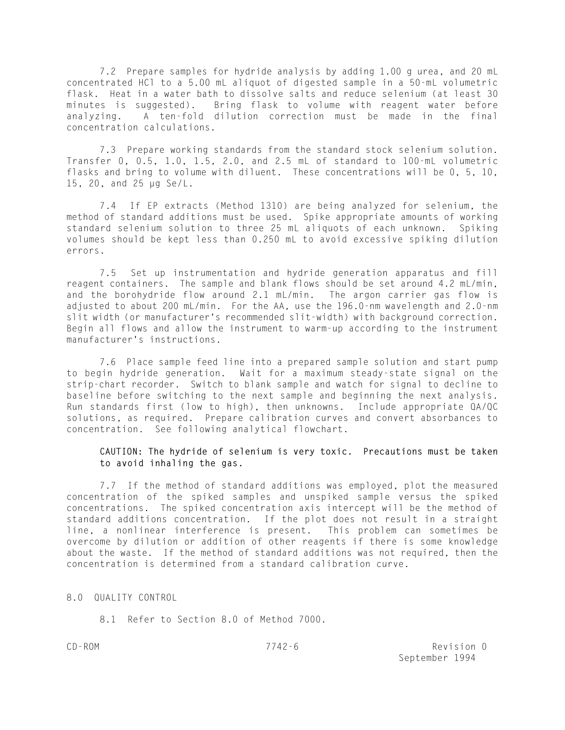7.2 Prepare samples for hydride analysis by adding 1.00 g urea, and 20 mL concentrated HCl to a 5.00 mL aliquot of digested sample in a 50-mL volumetric flask. Heat in a water bath to dissolve salts and reduce selenium (at least 30 minutes is suggested). Bring flask to volume with reagent water before analyzing. A ten-fold dilution correction must be made in the final concentration calculations.

7.3 Prepare working standards from the standard stock selenium solution. Transfer 0, 0.5, 1.0, 1.5, 2.0, and 2.5 mL of standard to 100-mL volumetric flasks and bring to volume with diluent. These concentrations will be 0, 5, 10, 15, 20, and 25 µg Se/L.

7.4 If EP extracts (Method 1310) are being analyzed for selenium, the method of standard additions must be used. Spike appropriate amounts of working standard selenium solution to three 25 mL aliquots of each unknown. Spiking volumes should be kept less than 0.250 mL to avoid excessive spiking dilution errors.

7.5 Set up instrumentation and hydride generation apparatus and fill reagent containers. The sample and blank flows should be set around 4.2 mL/min, and the borohydride flow around 2.1 mL/min. The argon carrier gas flow is adjusted to about 200 mL/min. For the AA, use the 196.0-nm wavelength and 2.0-nm slit width (or manufacturer's recommended slit-width) with background correction. Begin all flows and allow the instrument to warm-up according to the instrument manufacturer's instructions.

7.6 Place sample feed line into a prepared sample solution and start pump to begin hydride generation. Wait for a maximum steady-state signal on the strip-chart recorder. Switch to blank sample and watch for signal to decline to baseline before switching to the next sample and beginning the next analysis. Run standards first (low to high), then unknowns. Include appropriate QA/QC solutions, as required. Prepare calibration curves and convert absorbances to concentration. See following analytical flowchart.

**CAUTION: The hydride of selenium is very toxic. Precautions must be taken to avoid inhaling the gas.**

7.7 If the method of standard additions was employed, plot the measured concentration of the spiked samples and unspiked sample versus the spiked concentrations. The spiked concentration axis intercept will be the method of standard additions concentration. If the plot does not result in a straight line, a nonlinear interference is present. This problem can sometimes be overcome by dilution or addition of other reagents if there is some knowledge about the waste. If the method of standard additions was not required, then the concentration is determined from a standard calibration curve.

## 8.0 QUALITY CONTROL

8.1 Refer to Section 8.0 of Method 7000.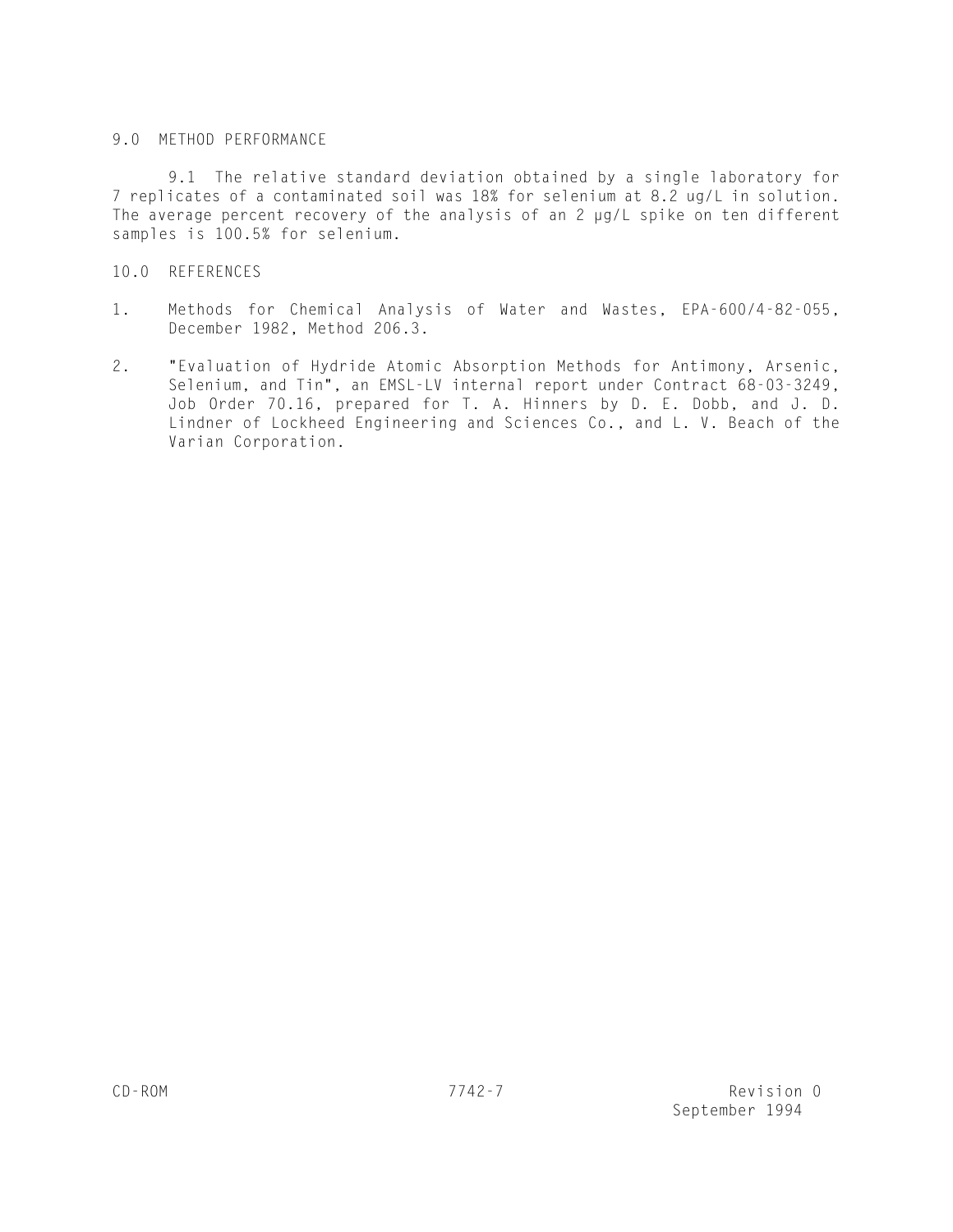## 9.0 METHOD PERFORMANCE

9.1 The relative standard deviation obtained by a single laboratory for 7 replicates of a contaminated soil was 18% for selenium at 8.2 ug/L in solution. The average percent recovery of the analysis of an 2 µg/L spike on ten different samples is 100.5% for selenium.

## 10.0 REFERENCES

1. Methods for Chemical Analysis of Water and Wastes, EPA-600/4-82-055, December 1982, Method 206.3.

2. "Evaluation of Hydride Atomic Absorption Methods for Antimony, Arsenic, Selenium, and Tin", an EMSL-LV internal report under Contract 68-03-3249, Job Order 70.16, prepared for T. A. Hinners by D. E. Dobb, and J. D. Lindner of Lockheed Engineering and Sciences Co., and L. V. Beach of the Varian Corporation.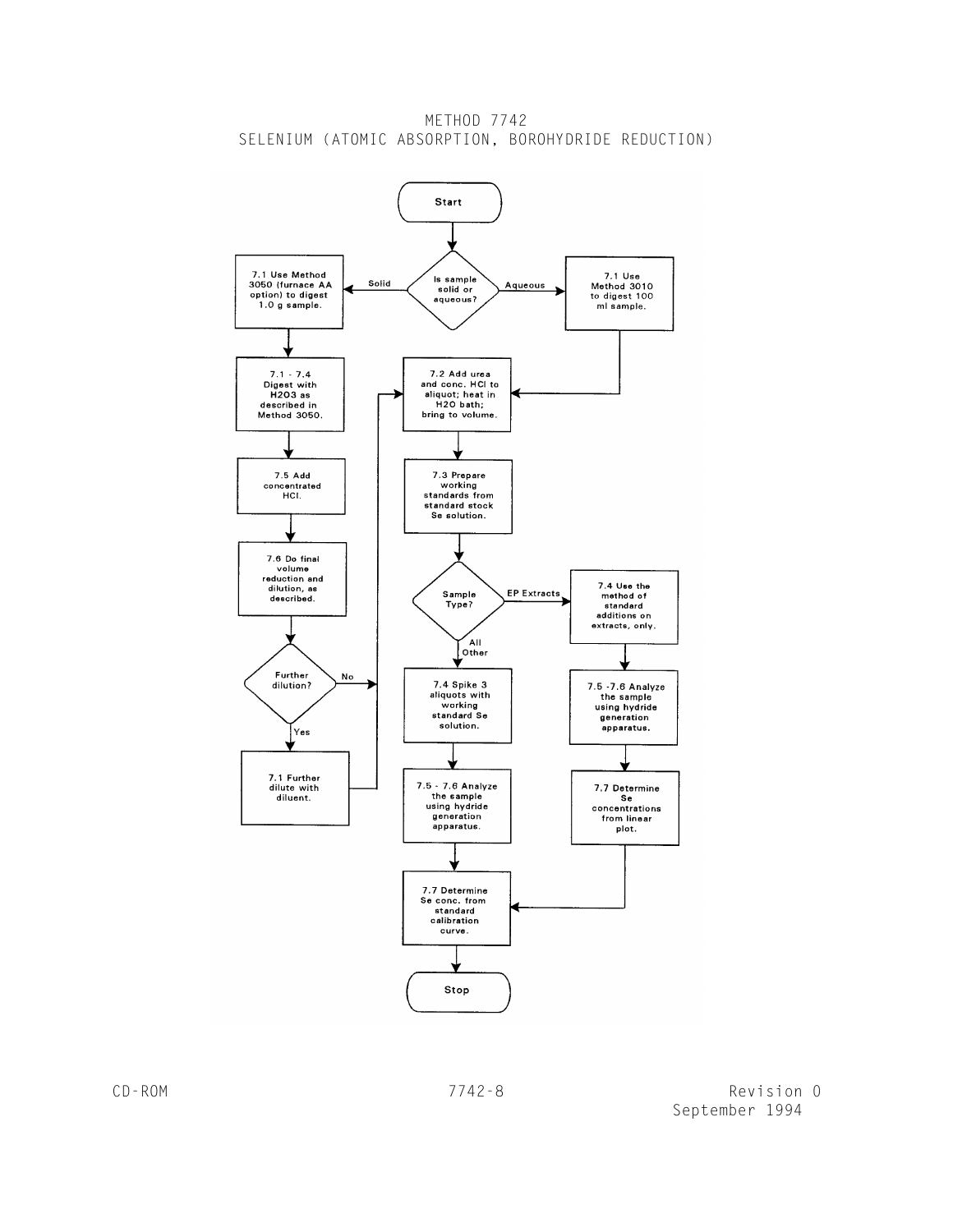# METHOD 7742
# SELENIUM (ATOMIC ABSORPTION, BOROHYDRIDE REDUCTION)

Start

Is sample solid or aqueous?

Solid

Aqueous

7.1 Use Method 3050 (furnace AA option) to digest 1.0 g sample.

7.1 Use Method 3010 to digest 100 ml sample.

7.1 - 7.4 Digest with H2O3 as described in Method 3050.

7.2 Add urea and conc. HCl to aliquot; heat in H2O bath; bring to volume.

7.5 Add concentrated HCl.

7.3 Prepare working standards from standard stock Se solution.

7.6 Do final volume reduction and dilution, as described.

Sample Type?

EP Extracts

7.4 Use the method of standard additions on extracts, only.

All Other

Further dilution?

No

Yes

7.4 Spike 3 aliquots with working standard Se solution.

7.5 -7.6 Analyze the sample using hydride generation apparatus.

7.1 Further dilute with diluent.

7.5 - 7.6 Analyze the sample using hydride generation apparatus.

7.7 Determine Se concentrations from linear plot.

7.7 Determine Se conc. from standard calibration curve.

Stop